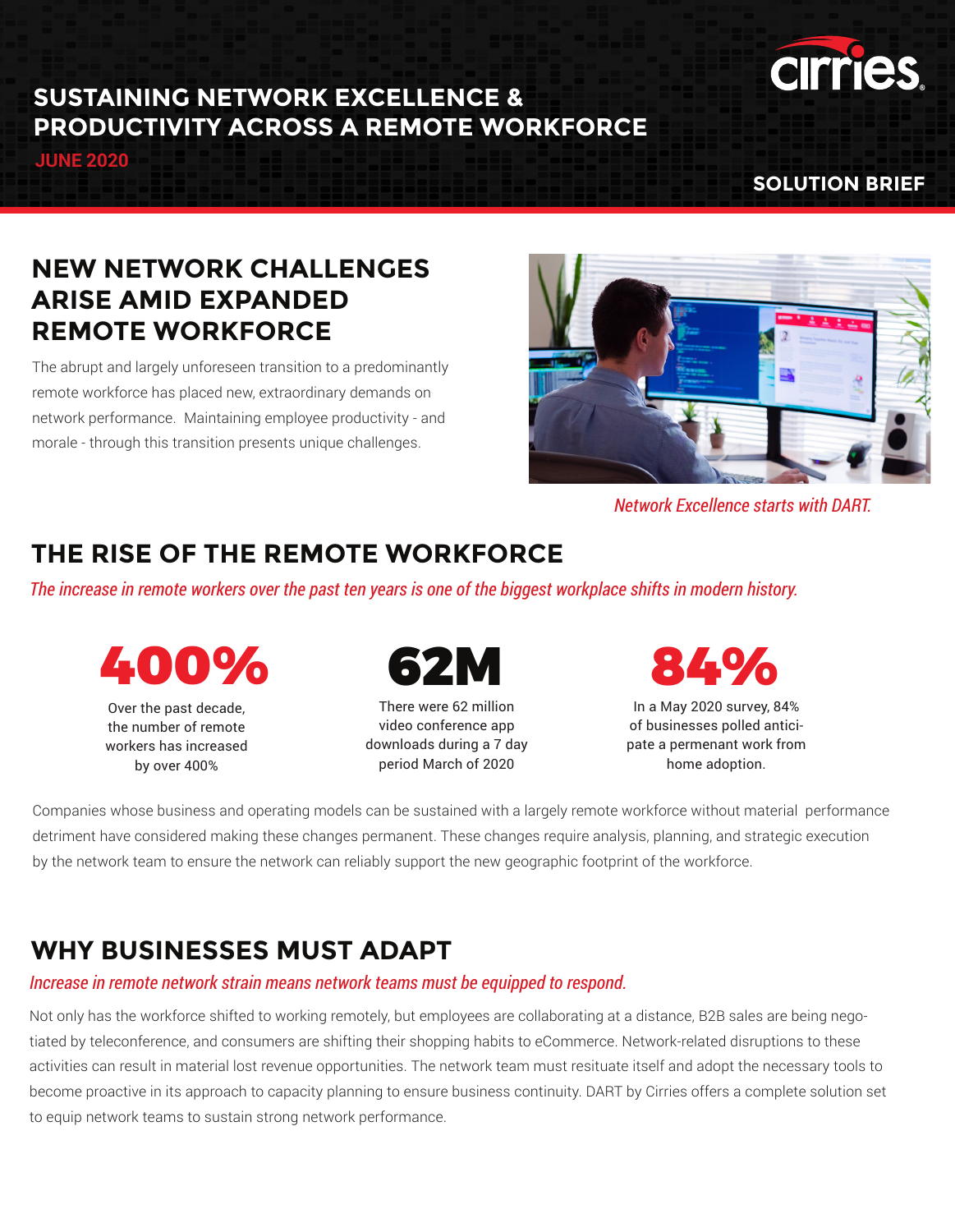# SUSTAINING NETWORK EXCELLENCE & PRODUCTIVITY ACROSS A REMOTE WORKFORCE

**JUNE 2020**

**SOLUTION BRIEF**

## NEW NETWORK CHALLENGES ARISE AMID EXPANDED REMOTE WORKFORCE

The abrupt and largely unforeseen transition to a predominantly remote workforce has placed new, extraordinary demands on network performance. Maintaining employee productivity - and morale - through this transition presents unique challenges.

*Network Excellence starts with DART.*

## THE RISE OF THE REMOTE WORKFORCE

*The increase in remote workers over the past ten years is one of the biggest workplace shifts in modern history.*

**400%**

Over the past decade, the number of remote workers has increased by over 400%

**62M**

There were 62 million video conference app downloads during a 7 day period March of 2020

**84%**

In a May 2020 survey, 84% of businesses polled anticipate a permenant work from home adoption.

Companies whose business and operating models can be sustained with a largely remote workforce without material performance detriment have considered making these changes permanent. These changes require analysis, planning, and strategic execution by the network team to ensure the network can reliably support the new geographic footprint of the workforce.

## WHY BUSINESSES MUST ADAPT

*Increase in remote network strain means network teams must be equipped to respond.*

Not only has the workforce shifted to working remotely, but employees are collaborating at a distance, B2B sales are being negotiated by teleconference, and consumers are shifting their shopping habits to eCommerce. Network-related disruptions to these activities can result in material lost revenue opportunities. The network team must resituate itself and adopt the necessary tools to become proactive in its approach to capacity planning to ensure business continuity. DART by Cirries offers a complete solution set to equip network teams to sustain strong network performance.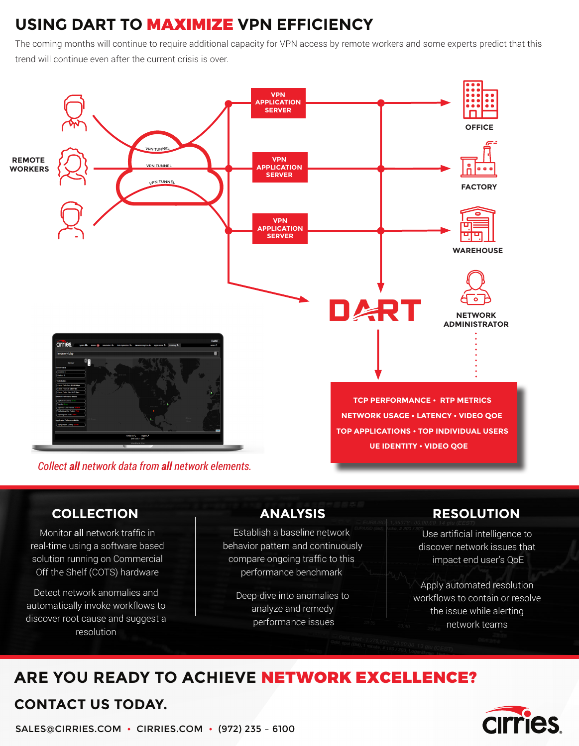# USING DART TO MAXIMIZE VPN EFFICIENCY

The coming months will continue to require additional capacity for VPN access by remote workers and some experts predict that this trend will continue even after the current crisis is over.

REMOTE WORKERS

VPN TUNNEL

VPN TUNNEL

VPN TUNNEL

VPN APPLICATION SERVER

VPN APPLICATION SERVER

VPN APPLICATION SERVER

OFFICE

FACTORY

WAREHOUSE

DART

NETWORK ADMINISTRATOR

TCP PERFORMANCE • RTP METRICS
NETWORK USAGE • LATENCY • VIDEO QOE
TOP APPLICATIONS • TOP INDIVIDUAL USERS
UE IDENTITY • VIDEO QOE

*Collect **all** network data from **all** network elements.*

## COLLECTION

Monitor **all** network traffic in real-time using a software based solution running on Commercial Off the Shelf (COTS) hardware

Detect network anomalies and automatically invoke workflows to discover root cause and suggest a resolution

## ANALYSIS

Establish a baseline network behavior pattern and continuously compare ongoing traffic to this performance benchmark

Deep-dive into anomalies to analyze and remedy performance issues

## RESOLUTION

Use artificial intelligence to discover network issues that impact end user's QoE

Apply automated resolution workflows to contain or resolve the issue while alerting network teams

## ARE YOU READY TO ACHIEVE NETWORK EXCELLENCE?

## CONTACT US TODAY.

SALES@CIRRIES.COM • CIRRIES.COM • (972) 235 – 6100

cirries